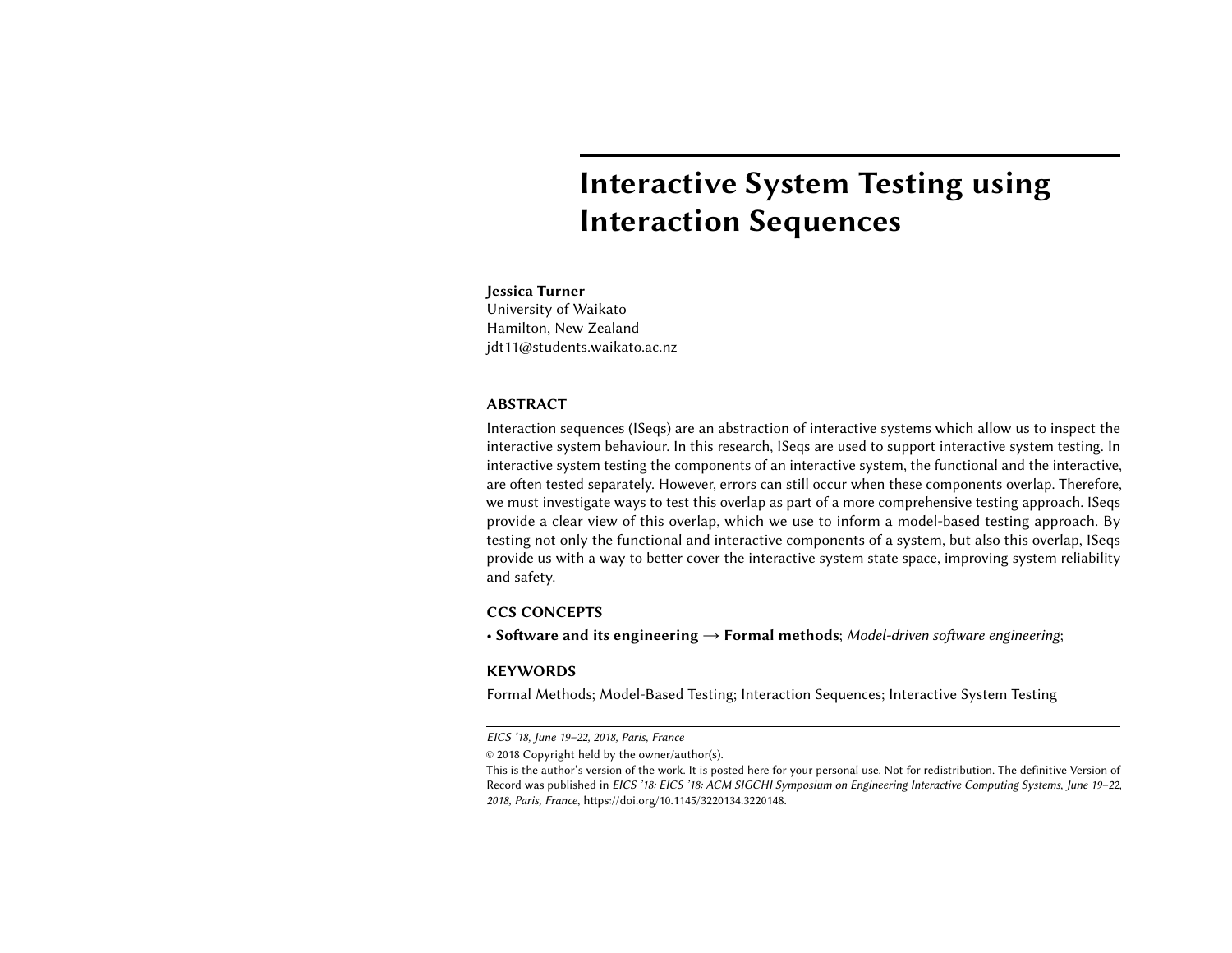# Interactive System Testing using Interaction Sequences

**Jessica Turner**
University of Waikato
Hamilton, New Zealand
jdt11@students.waikato.ac.nz

## ABSTRACT

Interaction sequences (ISeqs) are an abstraction of interactive systems which allow us to inspect the interactive system behaviour. In this research, ISeqs are used to support interactive system testing. In interactive system testing the components of an interactive system, the functional and the interactive, are often tested separately. However, errors can still occur when these components overlap. Therefore, we must investigate ways to test this overlap as part of a more comprehensive testing approach. ISeqs provide a clear view of this overlap, which we use to inform a model-based testing approach. By testing not only the functional and interactive components of a system, but also this overlap, ISeqs provide us with a way to better cover the interactive system state space, improving system reliability and safety.

## CCS CONCEPTS

• **Software and its engineering** → **Formal methods**; *Model-driven software engineering*;

## KEYWORDS

Formal Methods; Model-Based Testing; Interaction Sequences; Interactive System Testing

---

*EICS '18, June 19–22, 2018, Paris, France*

© 2018 Copyright held by the owner/author(s).

This is the author's version of the work. It is posted here for your personal use. Not for redistribution. The definitive Version of Record was published in *EICS '18: EICS '18: ACM SIGCHI Symposium on Engineering Interactive Computing Systems, June 19–22, 2018, Paris, France*, https://doi.org/10.1145/3220134.3220148.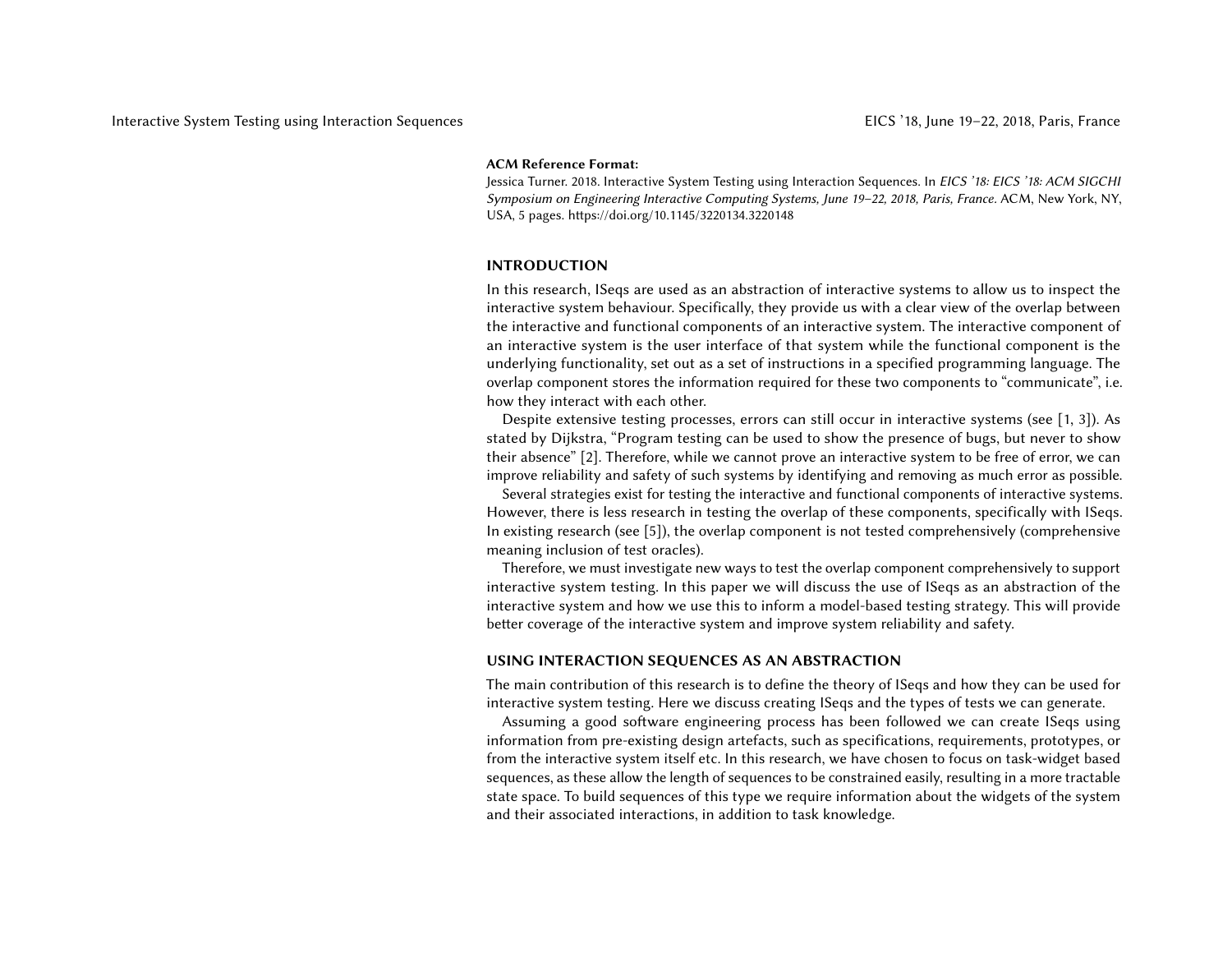**ACM Reference Format:**

Jessica Turner. 2018. Interactive System Testing using Interaction Sequences. In *EICS '18: EICS '18: ACM SIGCHI Symposium on Engineering Interactive Computing Systems, June 19–22, 2018, Paris, France.* ACM, New York, NY, USA, 5 pages. https://doi.org/10.1145/3220134.3220148

## INTRODUCTION

In this research, ISeqs are used as an abstraction of interactive systems to allow us to inspect the interactive system behaviour. Specifically, they provide us with a clear view of the overlap between the interactive and functional components of an interactive system. The interactive component of an interactive system is the user interface of that system while the functional component is the underlying functionality, set out as a set of instructions in a specified programming language. The overlap component stores the information required for these two components to "communicate", i.e. how they interact with each other.

Despite extensive testing processes, errors can still occur in interactive systems (see [1, 3]). As stated by Dijkstra, "Program testing can be used to show the presence of bugs, but never to show their absence" [2]. Therefore, while we cannot prove an interactive system to be free of error, we can improve reliability and safety of such systems by identifying and removing as much error as possible.

Several strategies exist for testing the interactive and functional components of interactive systems. However, there is less research in testing the overlap of these components, specifically with ISeqs. In existing research (see [5]), the overlap component is not tested comprehensively (comprehensive meaning inclusion of test oracles).

Therefore, we must investigate new ways to test the overlap component comprehensively to support interactive system testing. In this paper we will discuss the use of ISeqs as an abstraction of the interactive system and how we use this to inform a model-based testing strategy. This will provide better coverage of the interactive system and improve system reliability and safety.

## USING INTERACTION SEQUENCES AS AN ABSTRACTION

The main contribution of this research is to define the theory of ISeqs and how they can be used for interactive system testing. Here we discuss creating ISeqs and the types of tests we can generate.

Assuming a good software engineering process has been followed we can create ISeqs using information from pre-existing design artefacts, such as specifications, requirements, prototypes, or from the interactive system itself etc. In this research, we have chosen to focus on task-widget based sequences, as these allow the length of sequences to be constrained easily, resulting in a more tractable state space. To build sequences of this type we require information about the widgets of the system and their associated interactions, in addition to task knowledge.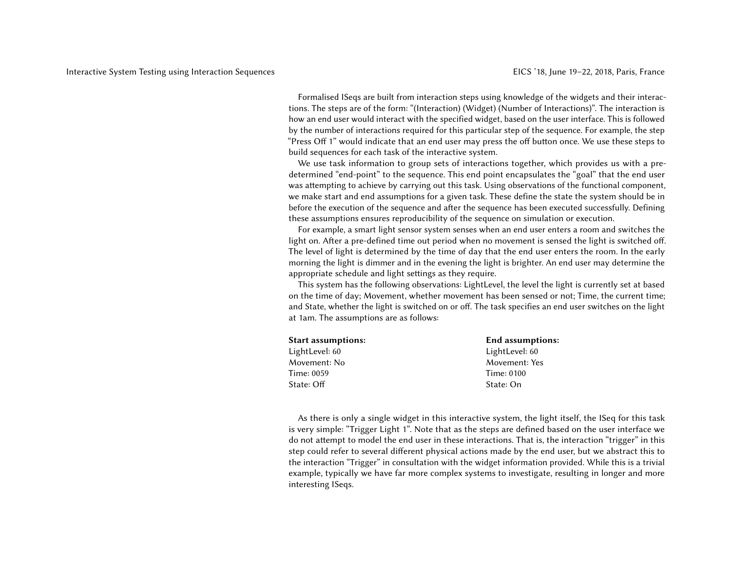Formalised ISeqs are built from interaction steps using knowledge of the widgets and their interactions. The steps are of the form: "(Interaction) (Widget) (Number of Interactions)". The interaction is how an end user would interact with the specified widget, based on the user interface. This is followed by the number of interactions required for this particular step of the sequence. For example, the step "Press Off 1" would indicate that an end user may press the off button once. We use these steps to build sequences for each task of the interactive system.

We use task information to group sets of interactions together, which provides us with a pre-determined "end-point" to the sequence. This end point encapsulates the "goal" that the end user was attempting to achieve by carrying out this task. Using observations of the functional component, we make start and end assumptions for a given task. These define the state the system should be in before the execution of the sequence and after the sequence has been executed successfully. Defining these assumptions ensures reproducibility of the sequence on simulation or execution.

For example, a smart light sensor system senses when an end user enters a room and switches the light on. After a pre-defined time out period when no movement is sensed the light is switched off. The level of light is determined by the time of day that the end user enters the room. In the early morning the light is dimmer and in the evening the light is brighter. An end user may determine the appropriate schedule and light settings as they require.

This system has the following observations: LightLevel, the level the light is currently set at based on the time of day; Movement, whether movement has been sensed or not; Time, the current time; and State, whether the light is switched on or off. The task specifies an end user switches on the light at 1am. The assumptions are as follows:

**Start assumptions:**
LightLevel: 60
Movement: No
Time: 0059
State: Off

**End assumptions:**
LightLevel: 60
Movement: Yes
Time: 0100
State: On

As there is only a single widget in this interactive system, the light itself, the ISeq for this task is very simple: "Trigger Light 1". Note that as the steps are defined based on the user interface we do not attempt to model the end user in these interactions. That is, the interaction "trigger" in this step could refer to several different physical actions made by the end user, but we abstract this to the interaction "Trigger" in consultation with the widget information provided. While this is a trivial example, typically we have far more complex systems to investigate, resulting in longer and more interesting ISeqs.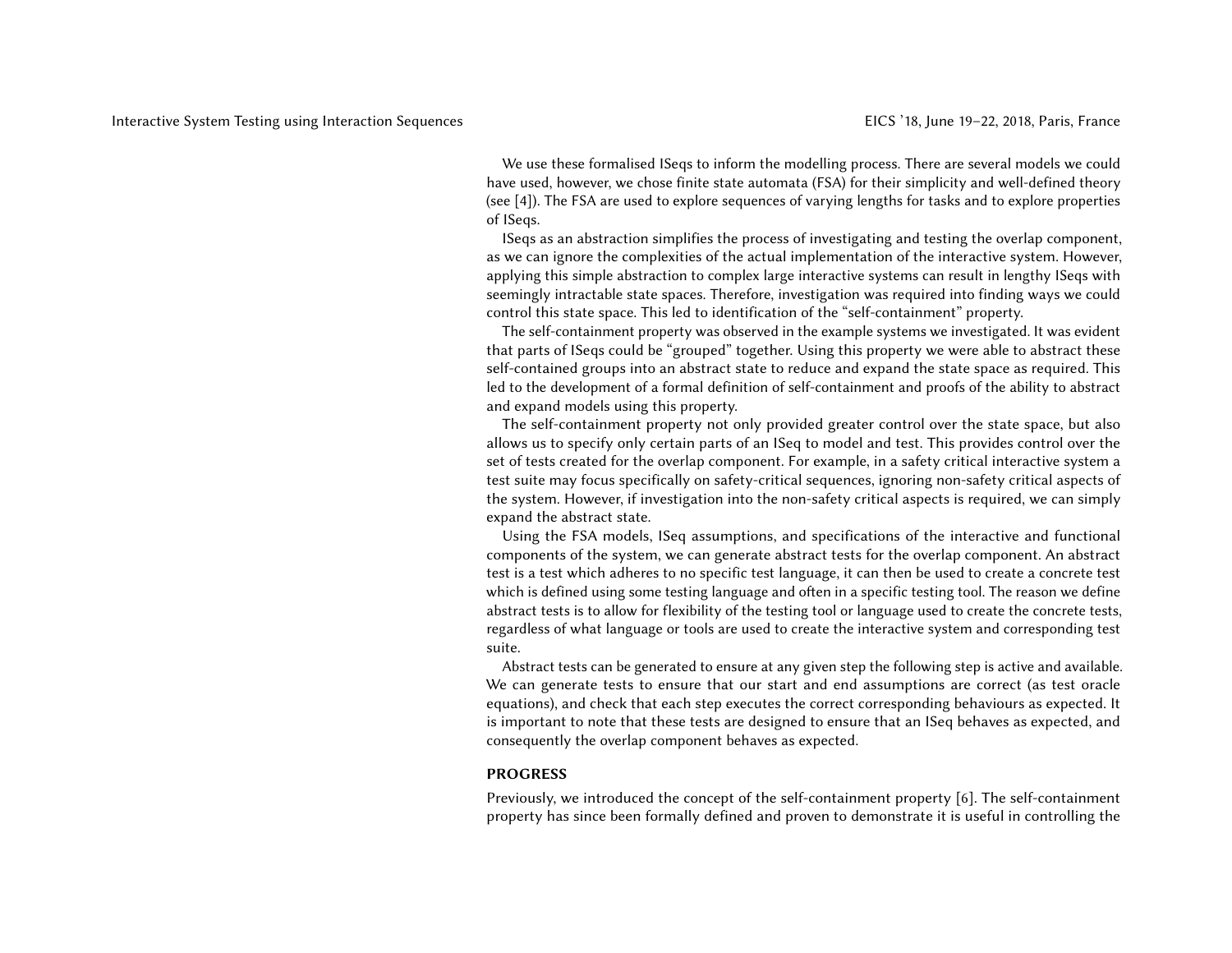We use these formalised ISeqs to inform the modelling process. There are several models we could have used, however, we chose finite state automata (FSA) for their simplicity and well-defined theory (see [4]). The FSA are used to explore sequences of varying lengths for tasks and to explore properties of ISeqs.

ISeqs as an abstraction simplifies the process of investigating and testing the overlap component, as we can ignore the complexities of the actual implementation of the interactive system. However, applying this simple abstraction to complex large interactive systems can result in lengthy ISeqs with seemingly intractable state spaces. Therefore, investigation was required into finding ways we could control this state space. This led to identification of the "self-containment" property.

The self-containment property was observed in the example systems we investigated. It was evident that parts of ISeqs could be "grouped" together. Using this property we were able to abstract these self-contained groups into an abstract state to reduce and expand the state space as required. This led to the development of a formal definition of self-containment and proofs of the ability to abstract and expand models using this property.

The self-containment property not only provided greater control over the state space, but also allows us to specify only certain parts of an ISeq to model and test. This provides control over the set of tests created for the overlap component. For example, in a safety critical interactive system a test suite may focus specifically on safety-critical sequences, ignoring non-safety critical aspects of the system. However, if investigation into the non-safety critical aspects is required, we can simply expand the abstract state.

Using the FSA models, ISeq assumptions, and specifications of the interactive and functional components of the system, we can generate abstract tests for the overlap component. An abstract test is a test which adheres to no specific test language, it can then be used to create a concrete test which is defined using some testing language and often in a specific testing tool. The reason we define abstract tests is to allow for flexibility of the testing tool or language used to create the concrete tests, regardless of what language or tools are used to create the interactive system and corresponding test suite.

Abstract tests can be generated to ensure at any given step the following step is active and available. We can generate tests to ensure that our start and end assumptions are correct (as test oracle equations), and check that each step executes the correct corresponding behaviours as expected. It is important to note that these tests are designed to ensure that an ISeq behaves as expected, and consequently the overlap component behaves as expected.

## PROGRESS

Previously, we introduced the concept of the self-containment property [6]. The self-containment property has since been formally defined and proven to demonstrate it is useful in controlling the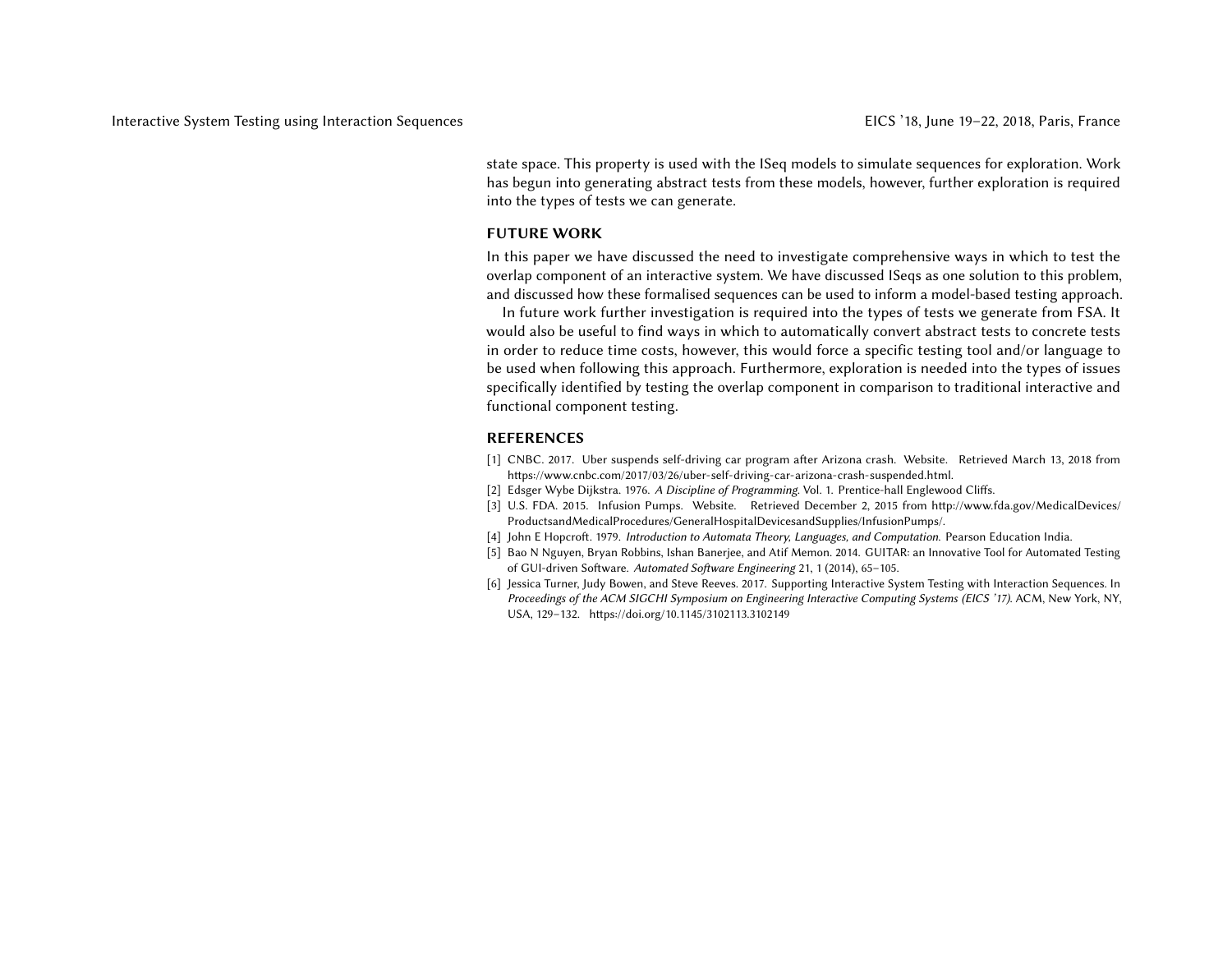state space. This property is used with the ISeq models to simulate sequences for exploration. Work has begun into generating abstract tests from these models, however, further exploration is required into the types of tests we can generate.

## FUTURE WORK

In this paper we have discussed the need to investigate comprehensive ways in which to test the overlap component of an interactive system. We have discussed ISeqs as one solution to this problem, and discussed how these formalised sequences can be used to inform a model-based testing approach.

In future work further investigation is required into the types of tests we generate from FSA. It would also be useful to find ways in which to automatically convert abstract tests to concrete tests in order to reduce time costs, however, this would force a specific testing tool and/or language to be used when following this approach. Furthermore, exploration is needed into the types of issues specifically identified by testing the overlap component in comparison to traditional interactive and functional component testing.

## REFERENCES

[1] CNBC. 2017. Uber suspends self-driving car program after Arizona crash. Website. Retrieved March 13, 2018 from https://www.cnbc.com/2017/03/26/uber-self-driving-car-arizona-crash-suspended.html.

[2] Edsger Wybe Dijkstra. 1976. *A Discipline of Programming*. Vol. 1. Prentice-hall Englewood Cliffs.

[3] U.S. FDA. 2015. Infusion Pumps. Website. Retrieved December 2, 2015 from http://www.fda.gov/MedicalDevices/ProductsandMedicalProcedures/GeneralHospitalDevicesandSupplies/InfusionPumps/.

[4] John E Hopcroft. 1979. *Introduction to Automata Theory, Languages, and Computation*. Pearson Education India.

[5] Bao N Nguyen, Bryan Robbins, Ishan Banerjee, and Atif Memon. 2014. GUITAR: an Innovative Tool for Automated Testing of GUI-driven Software. *Automated Software Engineering* 21, 1 (2014), 65–105.

[6] Jessica Turner, Judy Bowen, and Steve Reeves. 2017. Supporting Interactive System Testing with Interaction Sequences. In *Proceedings of the ACM SIGCHI Symposium on Engineering Interactive Computing Systems (EICS '17)*. ACM, New York, NY, USA, 129–132. https://doi.org/10.1145/3102113.3102149